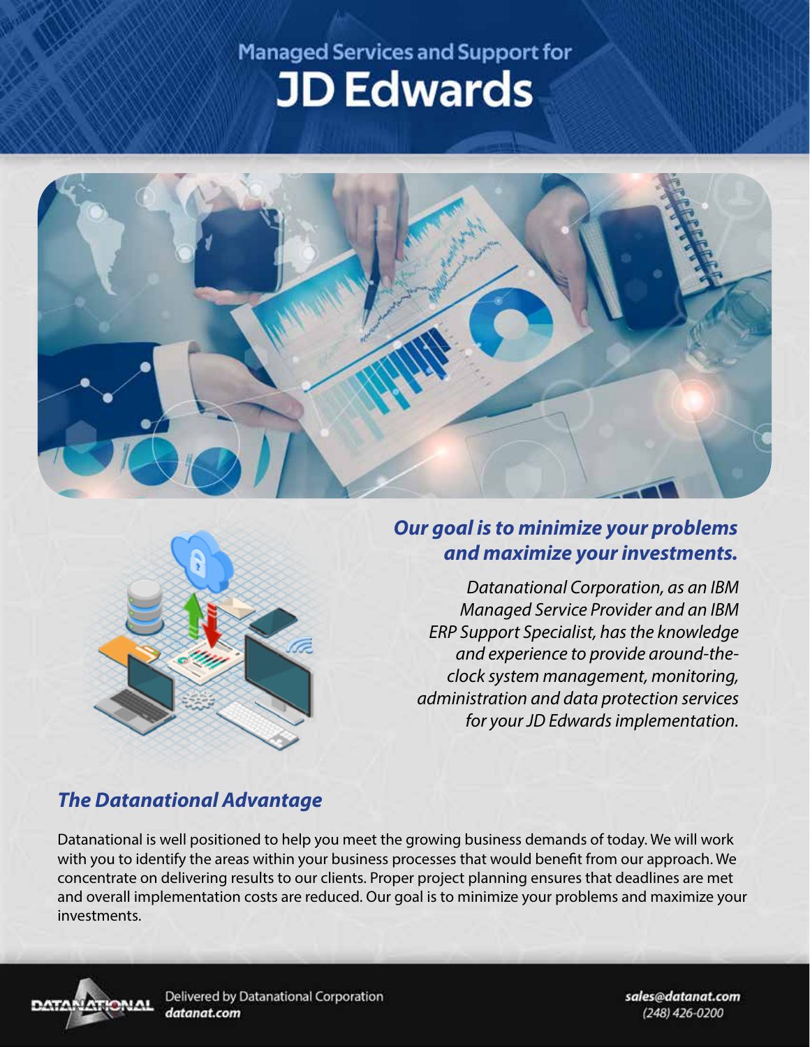Managed Services and Support for

# JD Edwards

## *Our goal is to minimize your problems and maximize your investments.*

*Datanational Corporation, as an IBM Managed Service Provider and an IBM ERP Support Specialist, has the knowledge and experience to provide around-the-clock system management, monitoring, administration and data protection services for your JD Edwards implementation.*

## *The Datanational Advantage*

Datanational is well positioned to help you meet the growing business demands of today. We will work with you to identify the areas within your business processes that would benefit from our approach. We concentrate on delivering results to our clients. Proper project planning ensures that deadlines are met and overall implementation costs are reduced. Our goal is to minimize your problems and maximize your investments.

Delivered by Datanational Corporation
**datanat.com**

**sales@datanat.com**
(248) 426-0200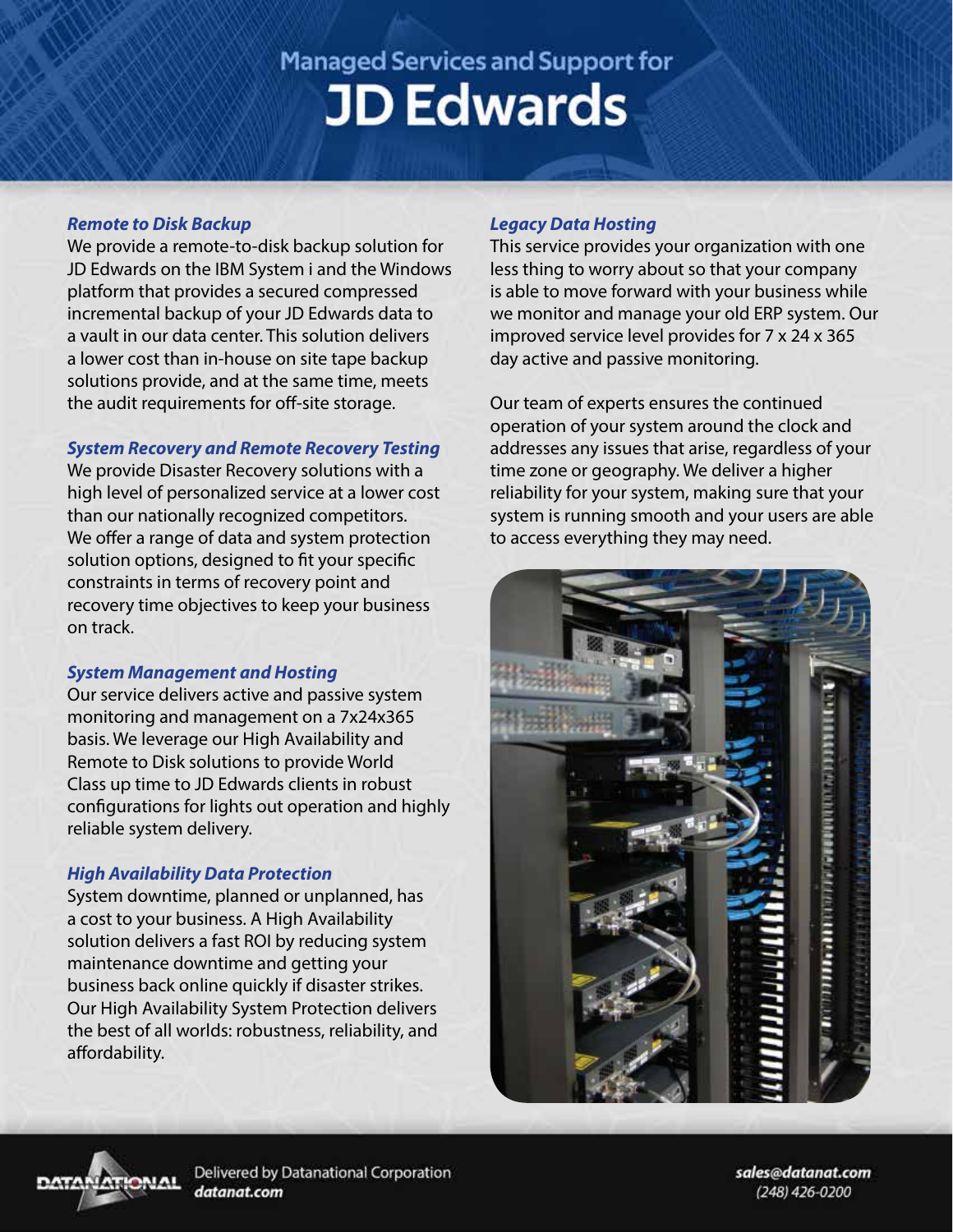## Managed Services and Support for

# JD Edwards

### *Remote to Disk Backup*

We provide a remote-to-disk backup solution for JD Edwards on the IBM System i and the Windows platform that provides a secured compressed incremental backup of your JD Edwards data to a vault in our data center. This solution delivers a lower cost than in-house on site tape backup solutions provide, and at the same time, meets the audit requirements for off-site storage.

### *System Recovery and Remote Recovery Testing*

We provide Disaster Recovery solutions with a high level of personalized service at a lower cost than our nationally recognized competitors. We offer a range of data and system protection solution options, designed to fit your specific constraints in terms of recovery point and recovery time objectives to keep your business on track.

### *System Management and Hosting*

Our service delivers active and passive system monitoring and management on a 7x24x365 basis. We leverage our High Availability and Remote to Disk solutions to provide World Class up time to JD Edwards clients in robust configurations for lights out operation and highly reliable system delivery.

### *High Availability Data Protection*

System downtime, planned or unplanned, has a cost to your business. A High Availability solution delivers a fast ROI by reducing system maintenance downtime and getting your business back online quickly if disaster strikes. Our High Availability System Protection delivers the best of all worlds: robustness, reliability, and affordability.

### *Legacy Data Hosting*

This service provides your organization with one less thing to worry about so that your company is able to move forward with your business while we monitor and manage your old ERP system. Our improved service level provides for 7 x 24 x 365 day active and passive monitoring.

Our team of experts ensures the continued operation of your system around the clock and addresses any issues that arise, regardless of your time zone or geography. We deliver a higher reliability for your system, making sure that your system is running smooth and your users are able to access everything they may need.

Delivered by Datanational Corporation
***datanat.com***

***sales@datanat.com***
*(248) 426-0200*